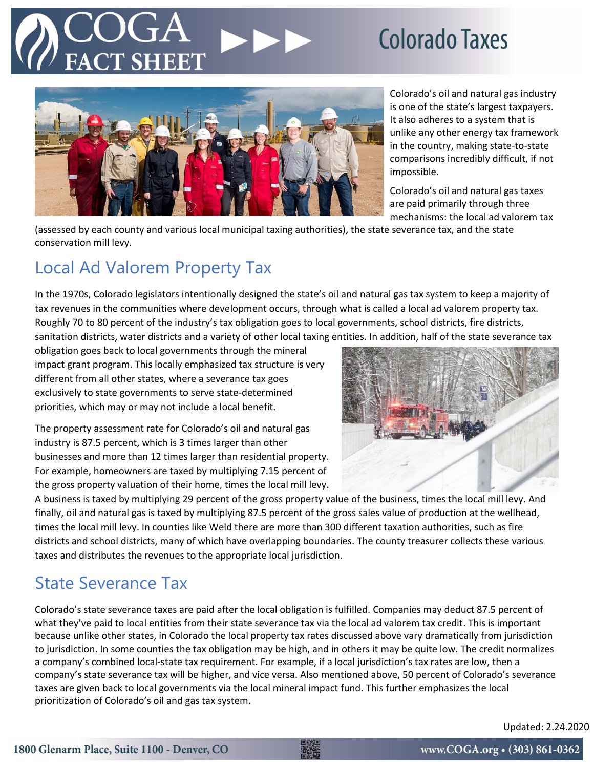# COGA FACT SHEET — Colorado Taxes

Colorado's oil and natural gas industry is one of the state's largest taxpayers. It also adheres to a system that is unlike any other energy tax framework in the country, making state-to-state comparisons incredibly difficult, if not impossible.

Colorado's oil and natural gas taxes are paid primarily through three mechanisms: the local ad valorem tax (assessed by each county and various local municipal taxing authorities), the state severance tax, and the state conservation mill levy.

## Local Ad Valorem Property Tax

In the 1970s, Colorado legislators intentionally designed the state's oil and natural gas tax system to keep a majority of tax revenues in the communities where development occurs, through what is called a local ad valorem property tax. Roughly 70 to 80 percent of the industry's tax obligation goes to local governments, school districts, fire districts, sanitation districts, water districts and a variety of other local taxing entities. In addition, half of the state severance tax obligation goes back to local governments through the mineral impact grant program. This locally emphasized tax structure is very different from all other states, where a severance tax goes exclusively to state governments to serve state-determined priorities, which may or may not include a local benefit.

The property assessment rate for Colorado's oil and natural gas industry is 87.5 percent, which is 3 times larger than other businesses and more than 12 times larger than residential property. For example, homeowners are taxed by multiplying 7.15 percent of the gross property valuation of their home, times the local mill levy. A business is taxed by multiplying 29 percent of the gross property value of the business, times the local mill levy. And finally, oil and natural gas is taxed by multiplying 87.5 percent of the gross sales value of production at the wellhead, times the local mill levy. In counties like Weld there are more than 300 different taxation authorities, such as fire districts and school districts, many of which have overlapping boundaries. The county treasurer collects these various taxes and distributes the revenues to the appropriate local jurisdiction.

## State Severance Tax

Colorado's state severance taxes are paid after the local obligation is fulfilled. Companies may deduct 87.5 percent of what they've paid to local entities from their state severance tax via the local ad valorem tax credit. This is important because unlike other states, in Colorado the local property tax rates discussed above vary dramatically from jurisdiction to jurisdiction. In some counties the tax obligation may be high, and in others it may be quite low. The credit normalizes a company's combined local-state tax requirement. For example, if a local jurisdiction's tax rates are low, then a company's state severance tax will be higher, and vice versa. Also mentioned above, 50 percent of Colorado's severance taxes are given back to local governments via the local mineral impact fund. This further emphasizes the local prioritization of Colorado's oil and gas tax system.

Updated: 2.24.2020

1800 Glenarm Place, Suite 1100 - Denver, CO www.COGA.org • (303) 861-0362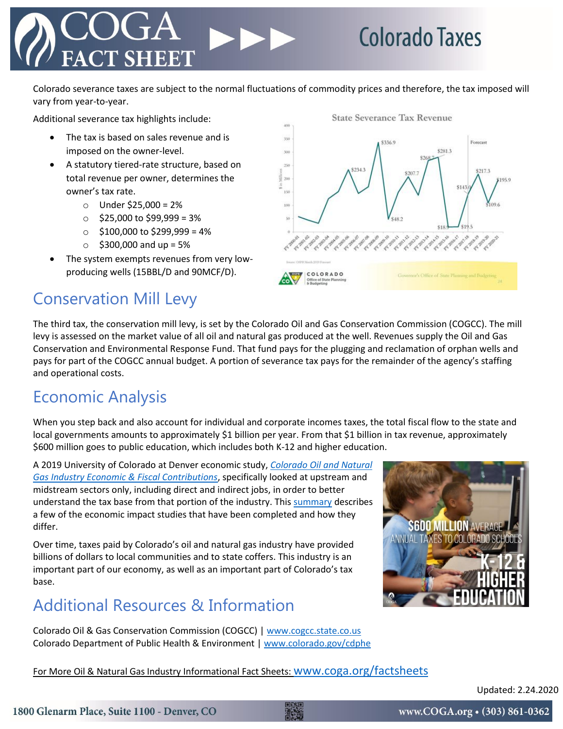# COGA FACT SHEET — Colorado Taxes

Colorado severance taxes are subject to the normal fluctuations of commodity prices and therefore, the tax imposed will vary from year-to-year.

Additional severance tax highlights include:

- The tax is based on sales revenue and is imposed on the owner-level.
- A statutory tiered-rate structure, based on total revenue per owner, determines the owner's tax rate.
    - Under $25,000 = 2%
    - $25,000 to $99,999 = 3%
    - $100,000 to $299,999 = 4%
    - $300,000 and up = 5%
- The system exempts revenues from very low-producing wells (15BBL/D and 90MCF/D).

State Severance Tax Revenue

$ in Millions

Forecast

$336.9
$281.3
$268.7
$234.3
$207.7
$217.3
$195.9
$143.0
$109.6
$48.2
$19.5
$18.9

FY 2000-01, FY 2001-02, FY 2002-03, FY 2003-04, FY 2004-05, FY 2005-06, FY 2006-07, FY 2007-08, FY 2008-09, FY 2009-10, FY 2010-11, FY 2011-12, FY 2012-13, FY 2013-14, FY 2014-15, FY 2015-16, FY 2016-17, FY 2017-18, FY 2018-19, FY 2019-20, FY 2020-21

COLORADO Office of State Planning & Budgeting

Governor's Office of State Planning and Budgeting

## Conservation Mill Levy

The third tax, the conservation mill levy, is set by the Colorado Oil and Gas Conservation Commission (COGCC). The mill levy is assessed on the market value of all oil and natural gas produced at the well. Revenues supply the Oil and Gas Conservation and Environmental Response Fund. That fund pays for the plugging and reclamation of orphan wells and pays for part of the COGCC annual budget. A portion of severance tax pays for the remainder of the agency's staffing and operational costs.

## Economic Analysis

When you step back and also account for individual and corporate incomes taxes, the total fiscal flow to the state and local governments amounts to approximately $1 billion per year. From that $1 billion in tax revenue, approximately $600 million goes to public education, which includes both K-12 and higher education.

A 2019 University of Colorado at Denver economic study, *Colorado Oil and Natural Gas Industry Economic & Fiscal Contributions*, specifically looked at upstream and midstream sectors only, including direct and indirect jobs, in order to better understand the tax base from that portion of the industry. This summary describes a few of the economic impact studies that have been completed and how they differ.

$600 MILLION AVERAGE ANNUAL TAXES TO COLORADO SCHOOLS K-12 & HIGHER EDUCATION

Over time, taxes paid by Colorado's oil and natural gas industry have provided billions of dollars to local communities and to state coffers. This industry is an important part of our economy, as well as an important part of Colorado's tax base.

## Additional Resources & Information

Colorado Oil & Gas Conservation Commission (COGCC) | www.cogcc.state.co.us
Colorado Department of Public Health & Environment | www.colorado.gov/cdphe

For More Oil & Natural Gas Industry Informational Fact Sheets: www.coga.org/factsheets

Updated: 2.24.2020

1800 Glenarm Place, Suite 1100 - Denver, CO | www.COGA.org • (303) 861-0362